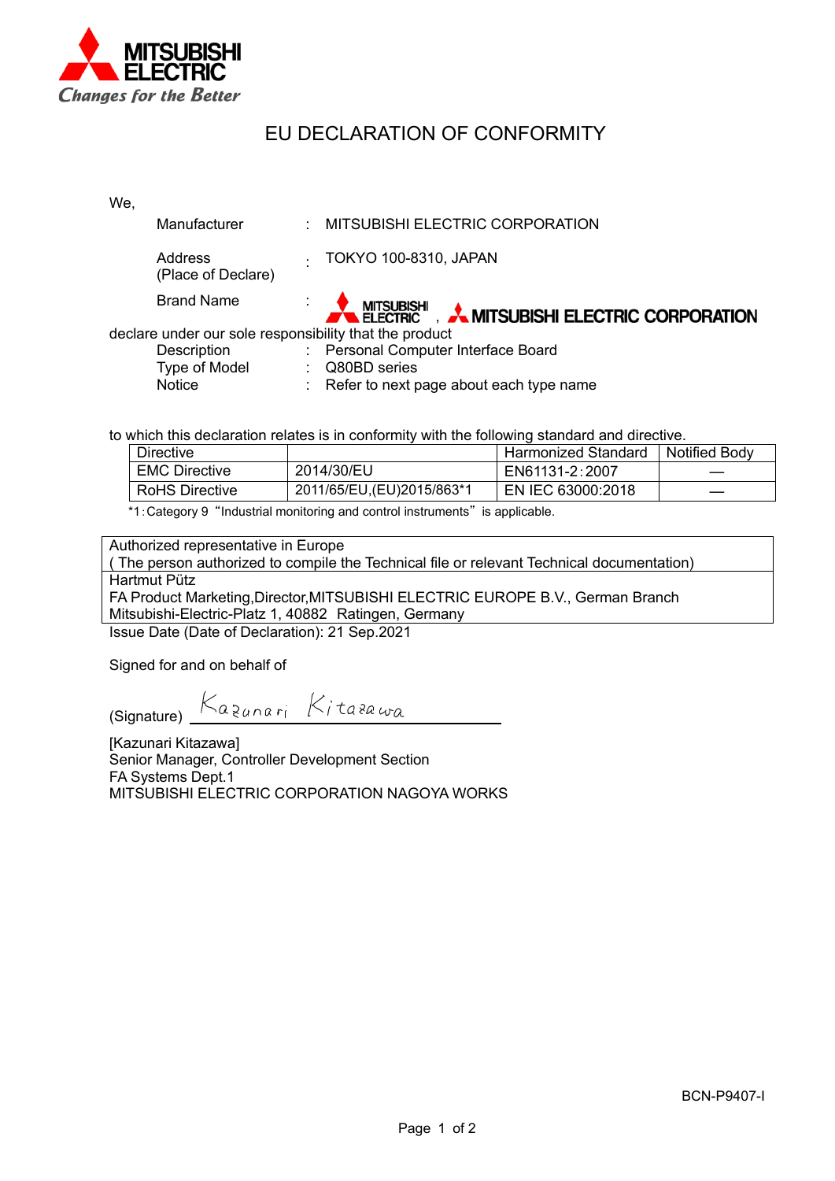MITSUBISHI ELECTRIC
*Changes for the Better*

# EU DECLARATION OF CONFORMITY

We,

| | | |
|---|---|---|
| Manufacturer | : | MITSUBISHI ELECTRIC CORPORATION |
| Address (Place of Declare) | : | TOKYO 100-8310, JAPAN |
| Brand Name | : | MITSUBISHI ELECTRIC , MITSUBISHI ELECTRIC CORPORATION |

declare under our sole responsibility that the product

| | | |
|---|---|---|
| Description | : | Personal Computer Interface Board |
| Type of Model | : | Q80BD series |
| Notice | : | Refer to next page about each type name |

to which this declaration relates is in conformity with the following standard and directive.

| Directive | | Harmonized Standard | Notified Body |
|---|---|---|---|
| EMC Directive | 2014/30/EU | EN61131-2:2007 | — |
| RoHS Directive | 2011/65/EU,(EU)2015/863*1 | EN IEC 63000:2018 | — |

*1:Category 9 "Industrial monitoring and control instruments" is applicable.

| Authorized representative in Europe ( The person authorized to compile the Technical file or relevant Technical documentation) |
|---|
| Hartmut Pütz<br>FA Product Marketing,Director,MITSUBISHI ELECTRIC EUROPE B.V., German Branch<br>Mitsubishi-Electric-Platz 1, 40882 Ratingen, Germany |

Issue Date (Date of Declaration): 21 Sep.2021

Signed for and on behalf of

(Signature) Kazunari Kitazawa

[Kazunari Kitazawa]
Senior Manager, Controller Development Section
FA Systems Dept.1
MITSUBISHI ELECTRIC CORPORATION NAGOYA WORKS

BCN-P9407-I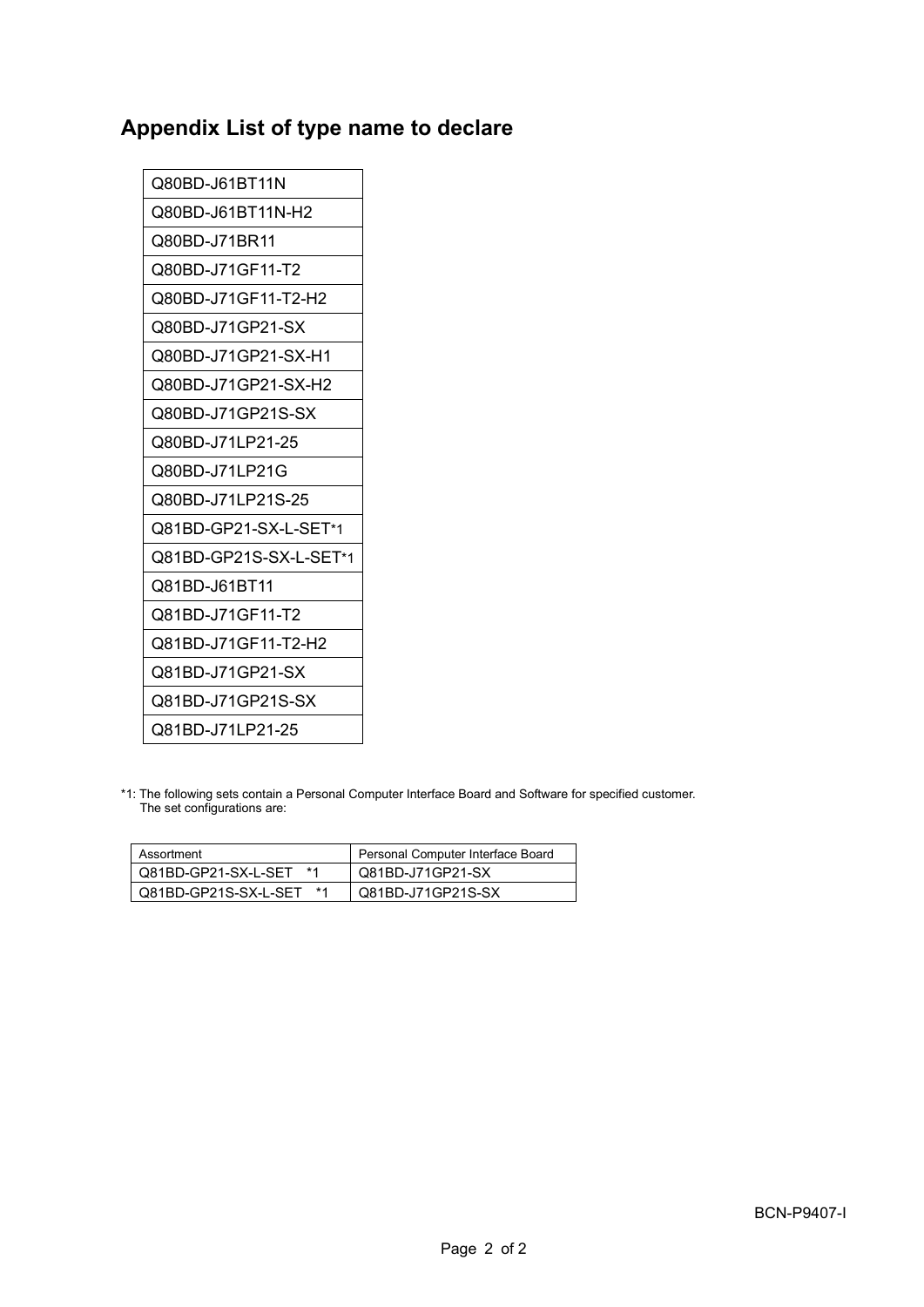## Appendix List of type name to declare

| |
|---|
| Q80BD-J61BT11N |
| Q80BD-J61BT11N-H2 |
| Q80BD-J71BR11 |
| Q80BD-J71GF11-T2 |
| Q80BD-J71GF11-T2-H2 |
| Q80BD-J71GP21-SX |
| Q80BD-J71GP21-SX-H1 |
| Q80BD-J71GP21-SX-H2 |
| Q80BD-J71GP21S-SX |
| Q80BD-J71LP21-25 |
| Q80BD-J71LP21G |
| Q80BD-J71LP21S-25 |
| Q81BD-GP21-SX-L-SET*1 |
| Q81BD-GP21S-SX-L-SET*1 |
| Q81BD-J61BT11 |
| Q81BD-J71GF11-T2 |
| Q81BD-J71GF11-T2-H2 |
| Q81BD-J71GP21-SX |
| Q81BD-J71GP21S-SX |
| Q81BD-J71LP21-25 |

*1: The following sets contain a Personal Computer Interface Board and Software for specified customer.
The set configurations are:

| Assortment | Personal Computer Interface Board |
|---|---|
| Q81BD-GP21-SX-L-SET *1 | Q81BD-J71GP21-SX |
| Q81BD-GP21S-SX-L-SET *1 | Q81BD-J71GP21S-SX |

BCN-P9407-I